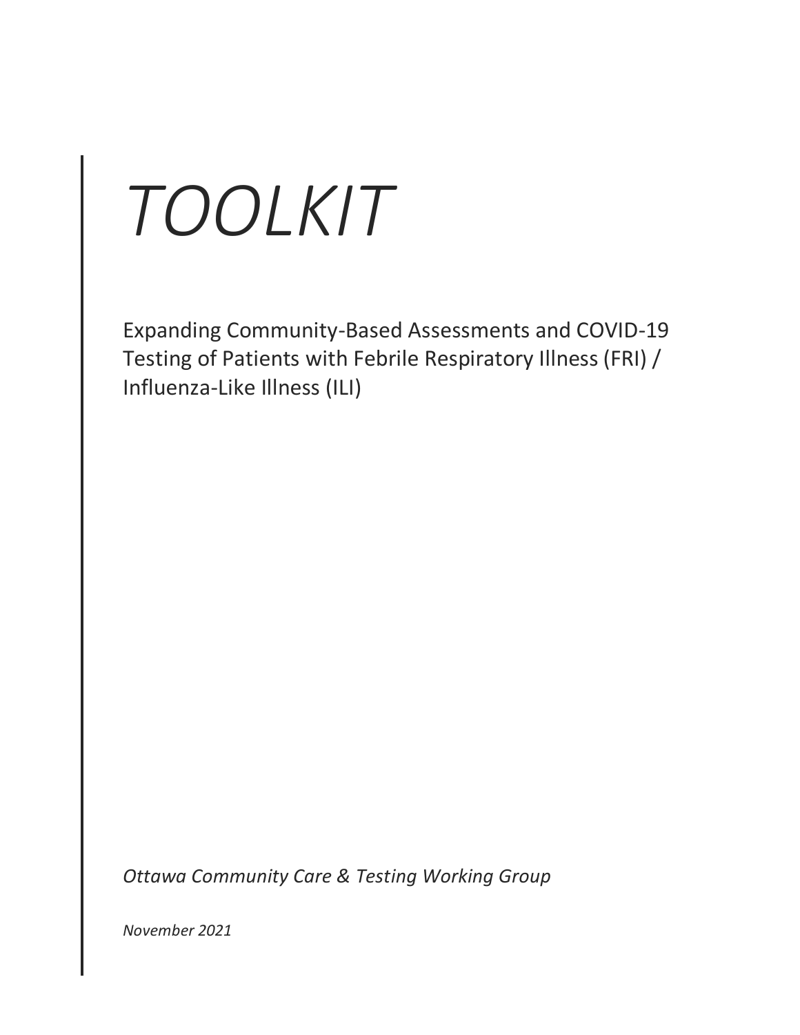# *TOOLKIT*

Expanding Community-Based Assessments and COVID-19 Testing of Patients with Febrile Respiratory Illness (FRI) / Influenza-Like Illness (ILI)

*Ottawa Community Care & Testing Working Group*

*November 2021*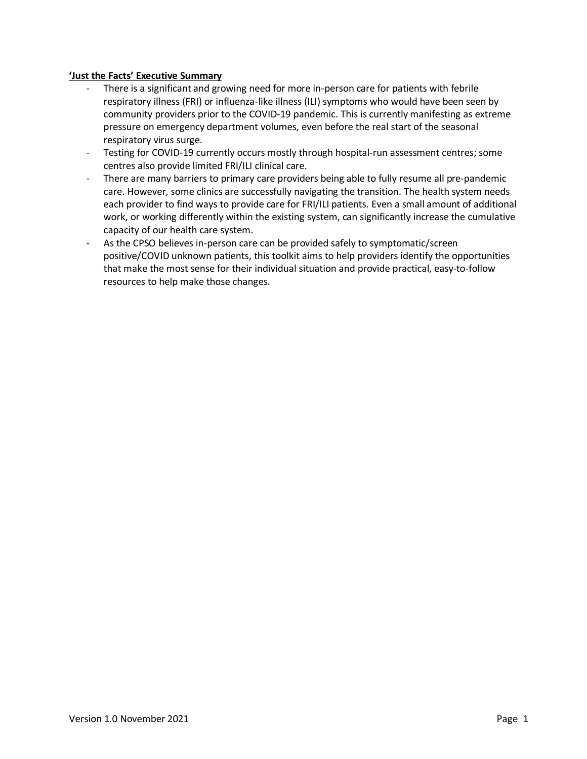**'Just the Facts' Executive Summary**

- There is a significant and growing need for more in-person care for patients with febrile respiratory illness (FRI) or influenza-like illness (ILI) symptoms who would have been seen by community providers prior to the COVID-19 pandemic. This is currently manifesting as extreme pressure on emergency department volumes, even before the real start of the seasonal respiratory virus surge.
- Testing for COVID-19 currently occurs mostly through hospital-run assessment centres; some centres also provide limited FRI/ILI clinical care.
- There are many barriers to primary care providers being able to fully resume all pre-pandemic care. However, some clinics are successfully navigating the transition. The health system needs each provider to find ways to provide care for FRI/ILI patients. Even a small amount of additional work, or working differently within the existing system, can significantly increase the cumulative capacity of our health care system.
- As the CPSO believes in-person care can be provided safely to symptomatic/screen positive/COVID unknown patients, this toolkit aims to help providers identify the opportunities that make the most sense for their individual situation and provide practical, easy-to-follow resources to help make those changes.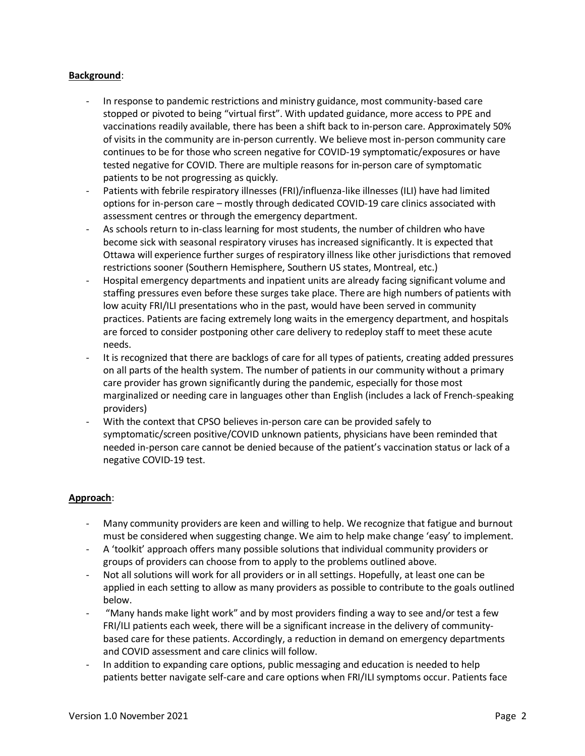**Background**:

- In response to pandemic restrictions and ministry guidance, most community-based care stopped or pivoted to being "virtual first". With updated guidance, more access to PPE and vaccinations readily available, there has been a shift back to in-person care. Approximately 50% of visits in the community are in-person currently. We believe most in-person community care continues to be for those who screen negative for COVID-19 symptomatic/exposures or have tested negative for COVID. There are multiple reasons for in-person care of symptomatic patients to be not progressing as quickly.
- Patients with febrile respiratory illnesses (FRI)/influenza-like illnesses (ILI) have had limited options for in-person care – mostly through dedicated COVID-19 care clinics associated with assessment centres or through the emergency department.
- As schools return to in-class learning for most students, the number of children who have become sick with seasonal respiratory viruses has increased significantly. It is expected that Ottawa will experience further surges of respiratory illness like other jurisdictions that removed restrictions sooner (Southern Hemisphere, Southern US states, Montreal, etc.)
- Hospital emergency departments and inpatient units are already facing significant volume and staffing pressures even before these surges take place. There are high numbers of patients with low acuity FRI/ILI presentations who in the past, would have been served in community practices. Patients are facing extremely long waits in the emergency department, and hospitals are forced to consider postponing other care delivery to redeploy staff to meet these acute needs.
- It is recognized that there are backlogs of care for all types of patients, creating added pressures on all parts of the health system. The number of patients in our community without a primary care provider has grown significantly during the pandemic, especially for those most marginalized or needing care in languages other than English (includes a lack of French-speaking providers)
- With the context that CPSO believes in-person care can be provided safely to symptomatic/screen positive/COVID unknown patients, physicians have been reminded that needed in-person care cannot be denied because of the patient's vaccination status or lack of a negative COVID-19 test.

**Approach**:

- Many community providers are keen and willing to help. We recognize that fatigue and burnout must be considered when suggesting change. We aim to help make change 'easy' to implement.
- A 'toolkit' approach offers many possible solutions that individual community providers or groups of providers can choose from to apply to the problems outlined above.
- Not all solutions will work for all providers or in all settings. Hopefully, at least one can be applied in each setting to allow as many providers as possible to contribute to the goals outlined below.
- "Many hands make light work" and by most providers finding a way to see and/or test a few FRI/ILI patients each week, there will be a significant increase in the delivery of community-based care for these patients. Accordingly, a reduction in demand on emergency departments and COVID assessment and care clinics will follow.
- In addition to expanding care options, public messaging and education is needed to help patients better navigate self-care and care options when FRI/ILI symptoms occur. Patients face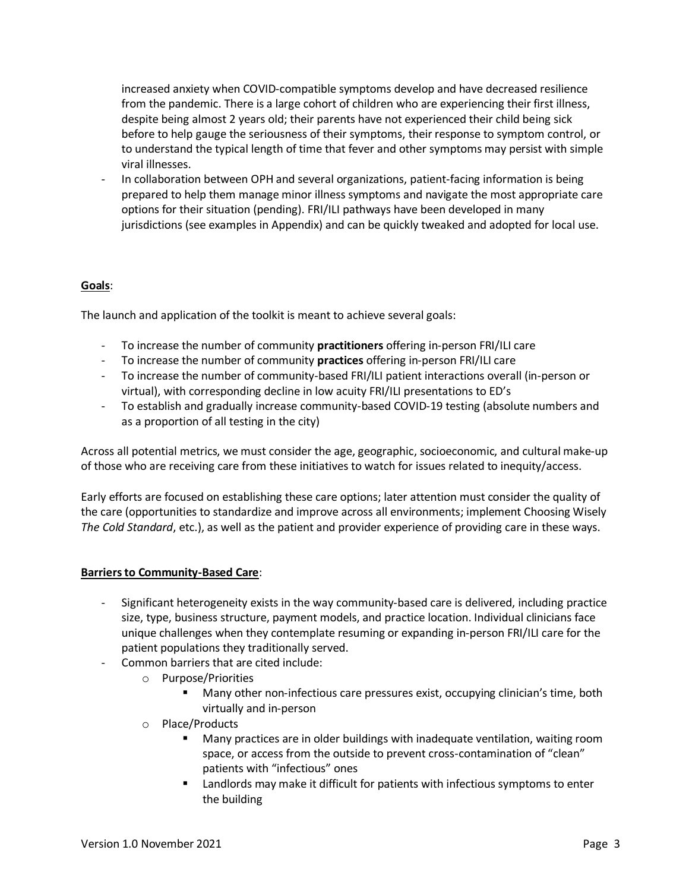increased anxiety when COVID-compatible symptoms develop and have decreased resilience from the pandemic. There is a large cohort of children who are experiencing their first illness, despite being almost 2 years old; their parents have not experienced their child being sick before to help gauge the seriousness of their symptoms, their response to symptom control, or to understand the typical length of time that fever and other symptoms may persist with simple viral illnesses.

- In collaboration between OPH and several organizations, patient-facing information is being prepared to help them manage minor illness symptoms and navigate the most appropriate care options for their situation (pending). FRI/ILI pathways have been developed in many jurisdictions (see examples in Appendix) and can be quickly tweaked and adopted for local use.

**Goals**:

The launch and application of the toolkit is meant to achieve several goals:

- To increase the number of community **practitioners** offering in-person FRI/ILI care
- To increase the number of community **practices** offering in-person FRI/ILI care
- To increase the number of community-based FRI/ILI patient interactions overall (in-person or virtual), with corresponding decline in low acuity FRI/ILI presentations to ED's
- To establish and gradually increase community-based COVID-19 testing (absolute numbers and as a proportion of all testing in the city)

Across all potential metrics, we must consider the age, geographic, socioeconomic, and cultural make-up of those who are receiving care from these initiatives to watch for issues related to inequity/access.

Early efforts are focused on establishing these care options; later attention must consider the quality of the care (opportunities to standardize and improve across all environments; implement Choosing Wisely *The Cold Standard*, etc.), as well as the patient and provider experience of providing care in these ways.

**Barriers to Community-Based Care**:

- Significant heterogeneity exists in the way community-based care is delivered, including practice size, type, business structure, payment models, and practice location. Individual clinicians face unique challenges when they contemplate resuming or expanding in-person FRI/ILI care for the patient populations they traditionally served.
- Common barriers that are cited include:
    - Purpose/Priorities
        - Many other non-infectious care pressures exist, occupying clinician's time, both virtually and in-person
    - Place/Products
        - Many practices are in older buildings with inadequate ventilation, waiting room space, or access from the outside to prevent cross-contamination of "clean" patients with "infectious" ones
        - Landlords may make it difficult for patients with infectious symptoms to enter the building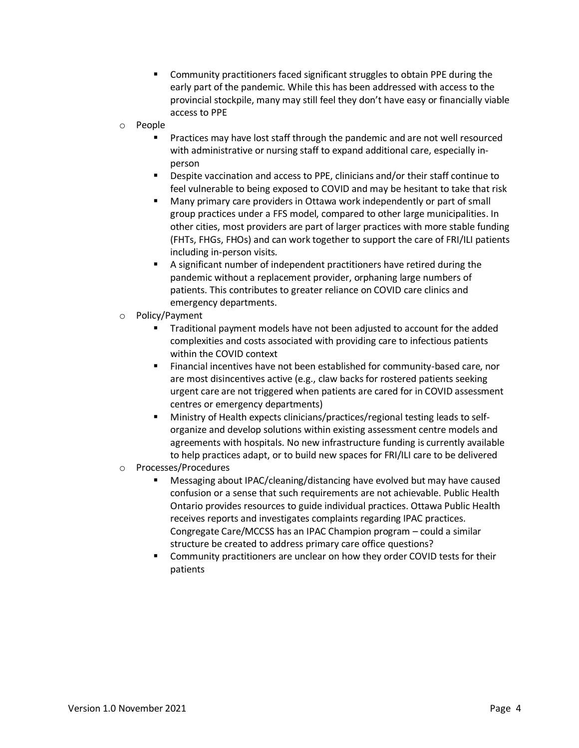- Community practitioners faced significant struggles to obtain PPE during the early part of the pandemic. While this has been addressed with access to the provincial stockpile, many may still feel they don't have easy or financially viable access to PPE
- People
    - Practices may have lost staff through the pandemic and are not well resourced with administrative or nursing staff to expand additional care, especially in-person
    - Despite vaccination and access to PPE, clinicians and/or their staff continue to feel vulnerable to being exposed to COVID and may be hesitant to take that risk
    - Many primary care providers in Ottawa work independently or part of small group practices under a FFS model, compared to other large municipalities. In other cities, most providers are part of larger practices with more stable funding (FHTs, FHGs, FHOs) and can work together to support the care of FRI/ILI patients including in-person visits.
    - A significant number of independent practitioners have retired during the pandemic without a replacement provider, orphaning large numbers of patients. This contributes to greater reliance on COVID care clinics and emergency departments.
- Policy/Payment
    - Traditional payment models have not been adjusted to account for the added complexities and costs associated with providing care to infectious patients within the COVID context
    - Financial incentives have not been established for community-based care, nor are most disincentives active (e.g., claw backs for rostered patients seeking urgent care are not triggered when patients are cared for in COVID assessment centres or emergency departments)
    - Ministry of Health expects clinicians/practices/regional testing leads to self-organize and develop solutions within existing assessment centre models and agreements with hospitals. No new infrastructure funding is currently available to help practices adapt, or to build new spaces for FRI/ILI care to be delivered
- Processes/Procedures
    - Messaging about IPAC/cleaning/distancing have evolved but may have caused confusion or a sense that such requirements are not achievable. Public Health Ontario provides resources to guide individual practices. Ottawa Public Health receives reports and investigates complaints regarding IPAC practices. Congregate Care/MCCSS has an IPAC Champion program – could a similar structure be created to address primary care office questions?
    - Community practitioners are unclear on how they order COVID tests for their patients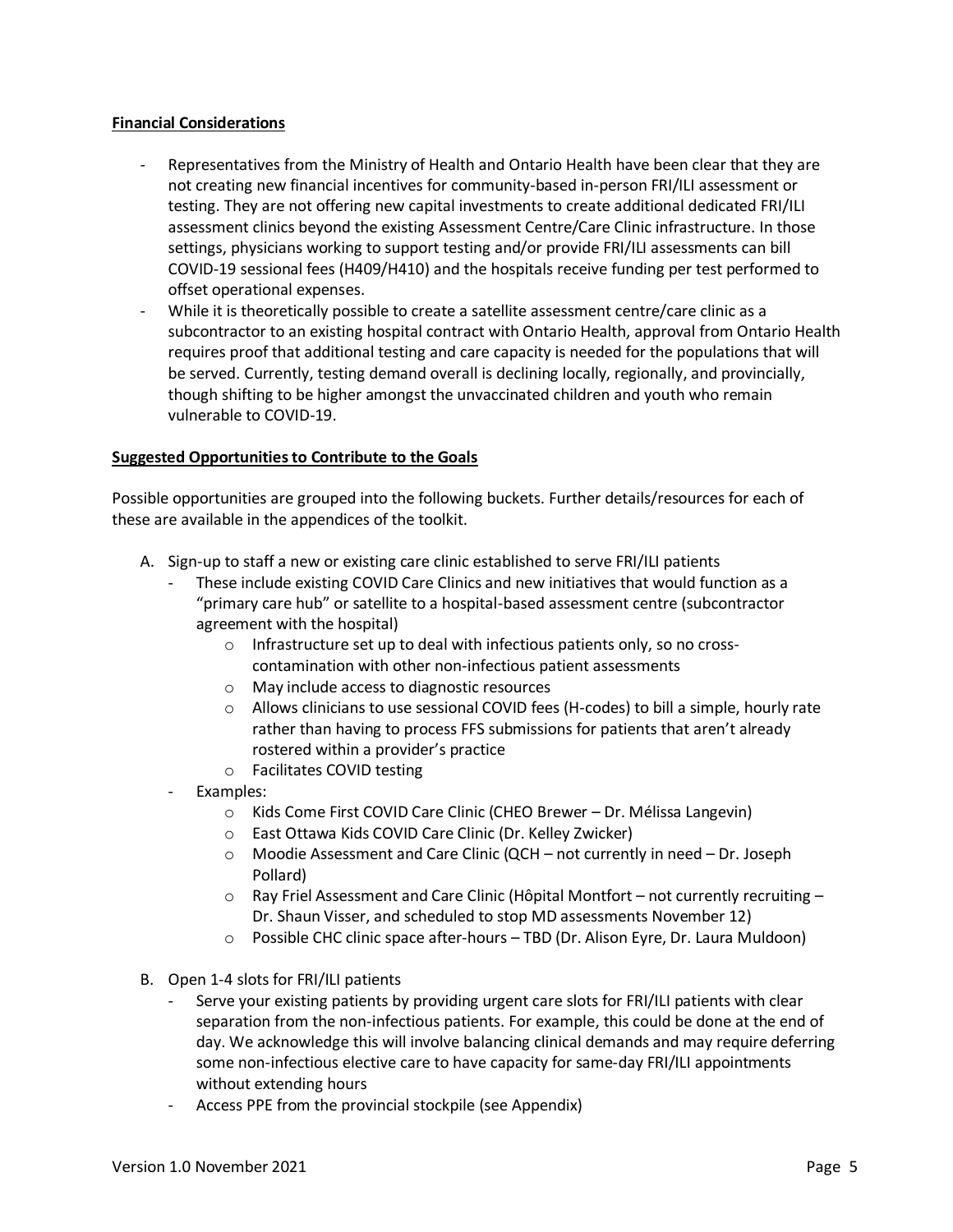**Financial Considerations**

- Representatives from the Ministry of Health and Ontario Health have been clear that they are not creating new financial incentives for community-based in-person FRI/ILI assessment or testing. They are not offering new capital investments to create additional dedicated FRI/ILI assessment clinics beyond the existing Assessment Centre/Care Clinic infrastructure. In those settings, physicians working to support testing and/or provide FRI/ILI assessments can bill COVID-19 sessional fees (H409/H410) and the hospitals receive funding per test performed to offset operational expenses.
- While it is theoretically possible to create a satellite assessment centre/care clinic as a subcontractor to an existing hospital contract with Ontario Health, approval from Ontario Health requires proof that additional testing and care capacity is needed for the populations that will be served. Currently, testing demand overall is declining locally, regionally, and provincially, though shifting to be higher amongst the unvaccinated children and youth who remain vulnerable to COVID-19.

**Suggested Opportunities to Contribute to the Goals**

Possible opportunities are grouped into the following buckets. Further details/resources for each of these are available in the appendices of the toolkit.

A. Sign-up to staff a new or existing care clinic established to serve FRI/ILI patients
   - These include existing COVID Care Clinics and new initiatives that would function as a "primary care hub" or satellite to a hospital-based assessment centre (subcontractor agreement with the hospital)
     - Infrastructure set up to deal with infectious patients only, so no cross-contamination with other non-infectious patient assessments
     - May include access to diagnostic resources
     - Allows clinicians to use sessional COVID fees (H-codes) to bill a simple, hourly rate rather than having to process FFS submissions for patients that aren't already rostered within a provider's practice
     - Facilitates COVID testing
   - Examples:
     - Kids Come First COVID Care Clinic (CHEO Brewer – Dr. Mélissa Langevin)
     - East Ottawa Kids COVID Care Clinic (Dr. Kelley Zwicker)
     - Moodie Assessment and Care Clinic (QCH – not currently in need – Dr. Joseph Pollard)
     - Ray Friel Assessment and Care Clinic (Hôpital Montfort – not currently recruiting – Dr. Shaun Visser, and scheduled to stop MD assessments November 12)
     - Possible CHC clinic space after-hours – TBD (Dr. Alison Eyre, Dr. Laura Muldoon)

B. Open 1-4 slots for FRI/ILI patients
   - Serve your existing patients by providing urgent care slots for FRI/ILI patients with clear separation from the non-infectious patients. For example, this could be done at the end of day. We acknowledge this will involve balancing clinical demands and may require deferring some non-infectious elective care to have capacity for same-day FRI/ILI appointments without extending hours
   - Access PPE from the provincial stockpile (see Appendix)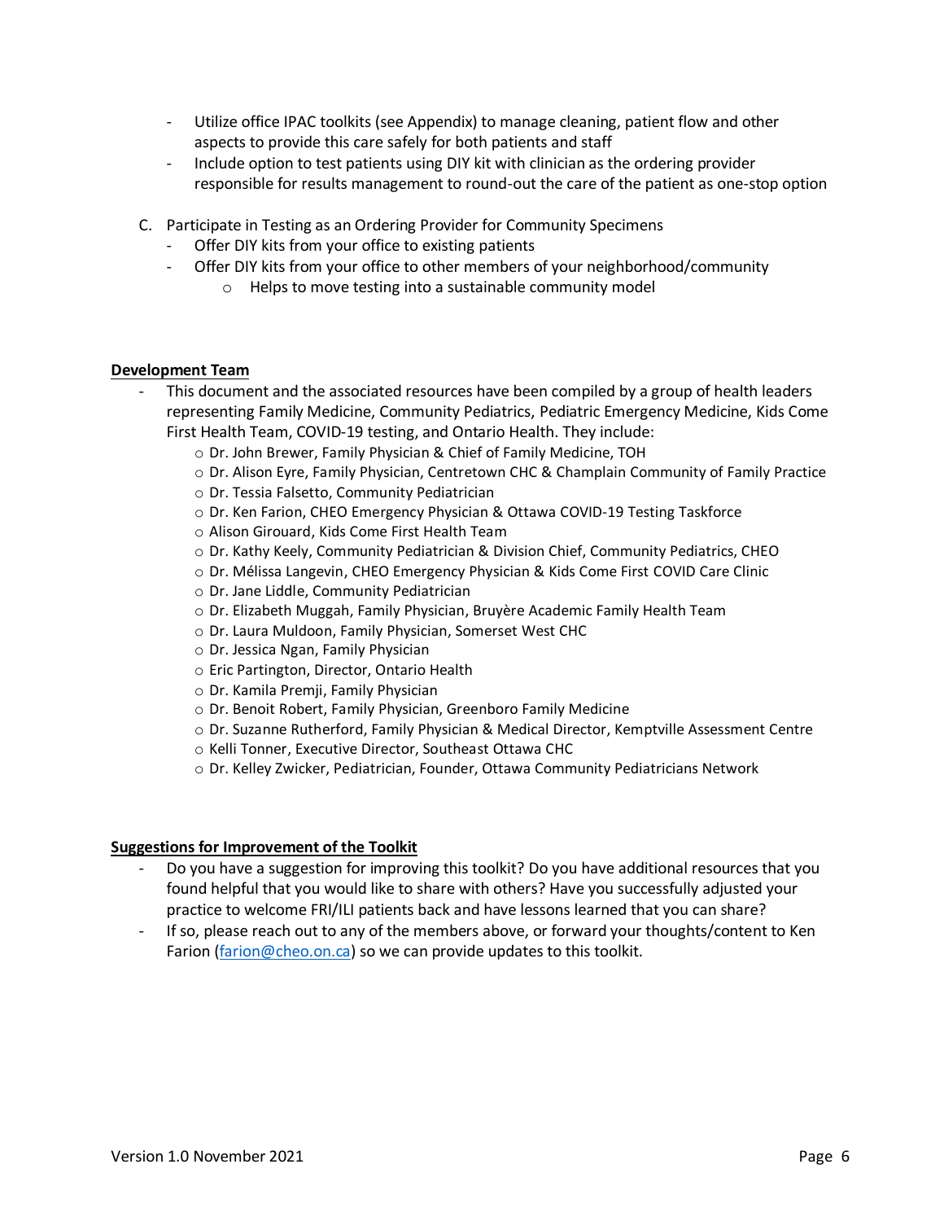- Utilize office IPAC toolkits (see Appendix) to manage cleaning, patient flow and other aspects to provide this care safely for both patients and staff
- Include option to test patients using DIY kit with clinician as the ordering provider responsible for results management to round-out the care of the patient as one-stop option

C. Participate in Testing as an Ordering Provider for Community Specimens
   - Offer DIY kits from your office to existing patients
   - Offer DIY kits from your office to other members of your neighborhood/community
     - Helps to move testing into a sustainable community model

**Development Team**

- This document and the associated resources have been compiled by a group of health leaders representing Family Medicine, Community Pediatrics, Pediatric Emergency Medicine, Kids Come First Health Team, COVID-19 testing, and Ontario Health. They include:
  - Dr. John Brewer, Family Physician & Chief of Family Medicine, TOH
  - Dr. Alison Eyre, Family Physician, Centretown CHC & Champlain Community of Family Practice
  - Dr. Tessia Falsetto, Community Pediatrician
  - Dr. Ken Farion, CHEO Emergency Physician & Ottawa COVID-19 Testing Taskforce
  - Alison Girouard, Kids Come First Health Team
  - Dr. Kathy Keely, Community Pediatrician & Division Chief, Community Pediatrics, CHEO
  - Dr. Mélissa Langevin, CHEO Emergency Physician & Kids Come First COVID Care Clinic
  - Dr. Jane Liddle, Community Pediatrician
  - Dr. Elizabeth Muggah, Family Physician, Bruyère Academic Family Health Team
  - Dr. Laura Muldoon, Family Physician, Somerset West CHC
  - Dr. Jessica Ngan, Family Physician
  - Eric Partington, Director, Ontario Health
  - Dr. Kamila Premji, Family Physician
  - Dr. Benoit Robert, Family Physician, Greenboro Family Medicine
  - Dr. Suzanne Rutherford, Family Physician & Medical Director, Kemptville Assessment Centre
  - Kelli Tonner, Executive Director, Southeast Ottawa CHC
  - Dr. Kelley Zwicker, Pediatrician, Founder, Ottawa Community Pediatricians Network

**Suggestions for Improvement of the Toolkit**

- Do you have a suggestion for improving this toolkit? Do you have additional resources that you found helpful that you would like to share with others? Have you successfully adjusted your practice to welcome FRI/ILI patients back and have lessons learned that you can share?
- If so, please reach out to any of the members above, or forward your thoughts/content to Ken Farion (farion@cheo.on.ca) so we can provide updates to this toolkit.

Version 1.0 November 2021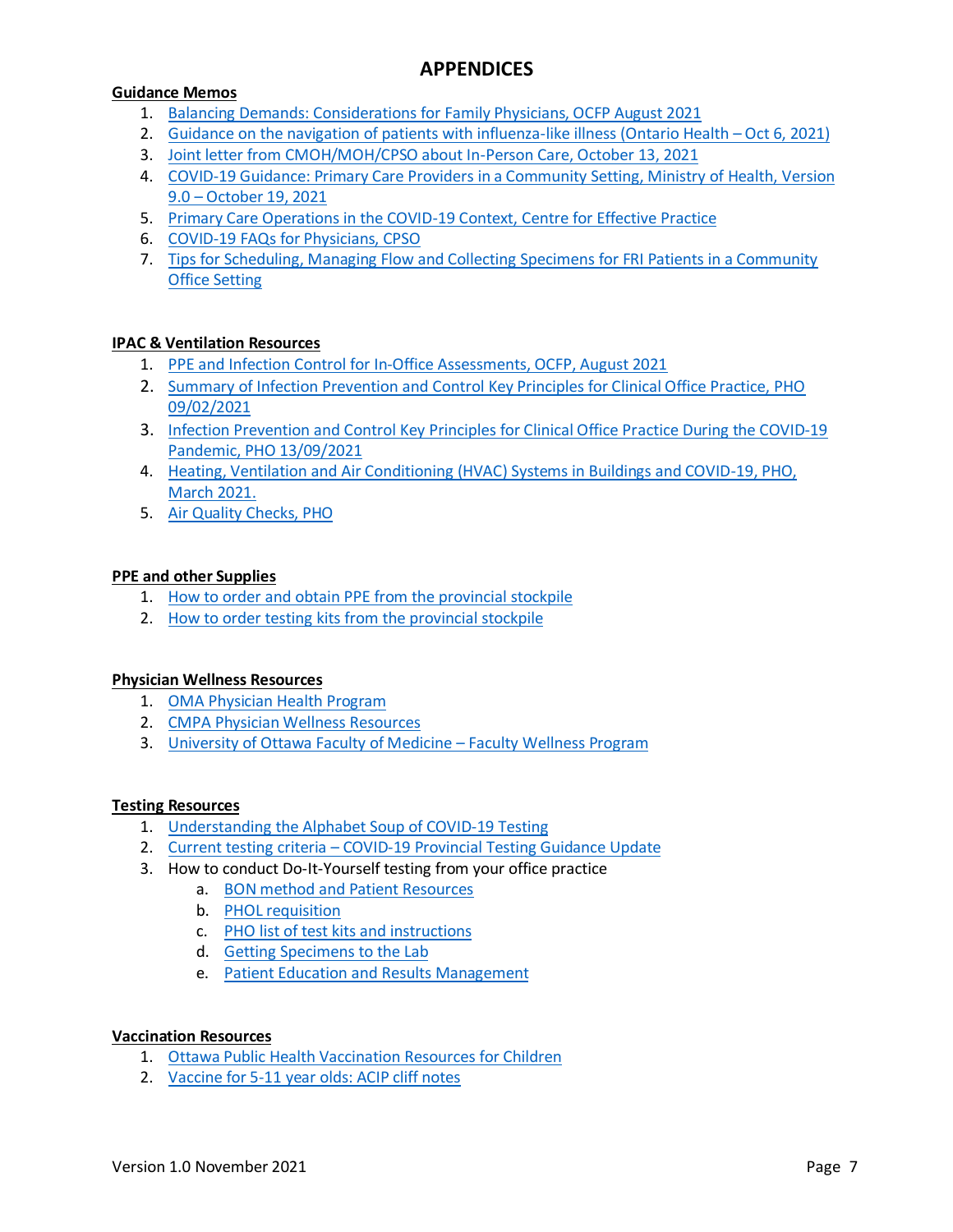# APPENDICES

**Guidance Memos**

1. Balancing Demands: Considerations for Family Physicians, OCFP August 2021
2. Guidance on the navigation of patients with influenza-like illness (Ontario Health – Oct 6, 2021)
3. Joint letter from CMOH/MOH/CPSO about In-Person Care, October 13, 2021
4. COVID-19 Guidance: Primary Care Providers in a Community Setting, Ministry of Health, Version 9.0 – October 19, 2021
5. Primary Care Operations in the COVID-19 Context, Centre for Effective Practice
6. COVID-19 FAQs for Physicians, CPSO
7. Tips for Scheduling, Managing Flow and Collecting Specimens for FRI Patients in a Community Office Setting

**IPAC & Ventilation Resources**

1. PPE and Infection Control for In-Office Assessments, OCFP, August 2021
2. Summary of Infection Prevention and Control Key Principles for Clinical Office Practice, PHO 09/02/2021
3. Infection Prevention and Control Key Principles for Clinical Office Practice During the COVID-19 Pandemic, PHO 13/09/2021
4. Heating, Ventilation and Air Conditioning (HVAC) Systems in Buildings and COVID-19, PHO, March 2021.
5. Air Quality Checks, PHO

**PPE and other Supplies**

1. How to order and obtain PPE from the provincial stockpile
2. How to order testing kits from the provincial stockpile

**Physician Wellness Resources**

1. OMA Physician Health Program
2. CMPA Physician Wellness Resources
3. University of Ottawa Faculty of Medicine – Faculty Wellness Program

**Testing Resources**

1. Understanding the Alphabet Soup of COVID-19 Testing
2. Current testing criteria – COVID-19 Provincial Testing Guidance Update
3. How to conduct Do-It-Yourself testing from your office practice
   a. BON method and Patient Resources
   b. PHOL requisition
   c. PHO list of test kits and instructions
   d. Getting Specimens to the Lab
   e. Patient Education and Results Management

**Vaccination Resources**

1. Ottawa Public Health Vaccination Resources for Children
2. Vaccine for 5-11 year olds: ACIP cliff notes

Version 1.0 November 2021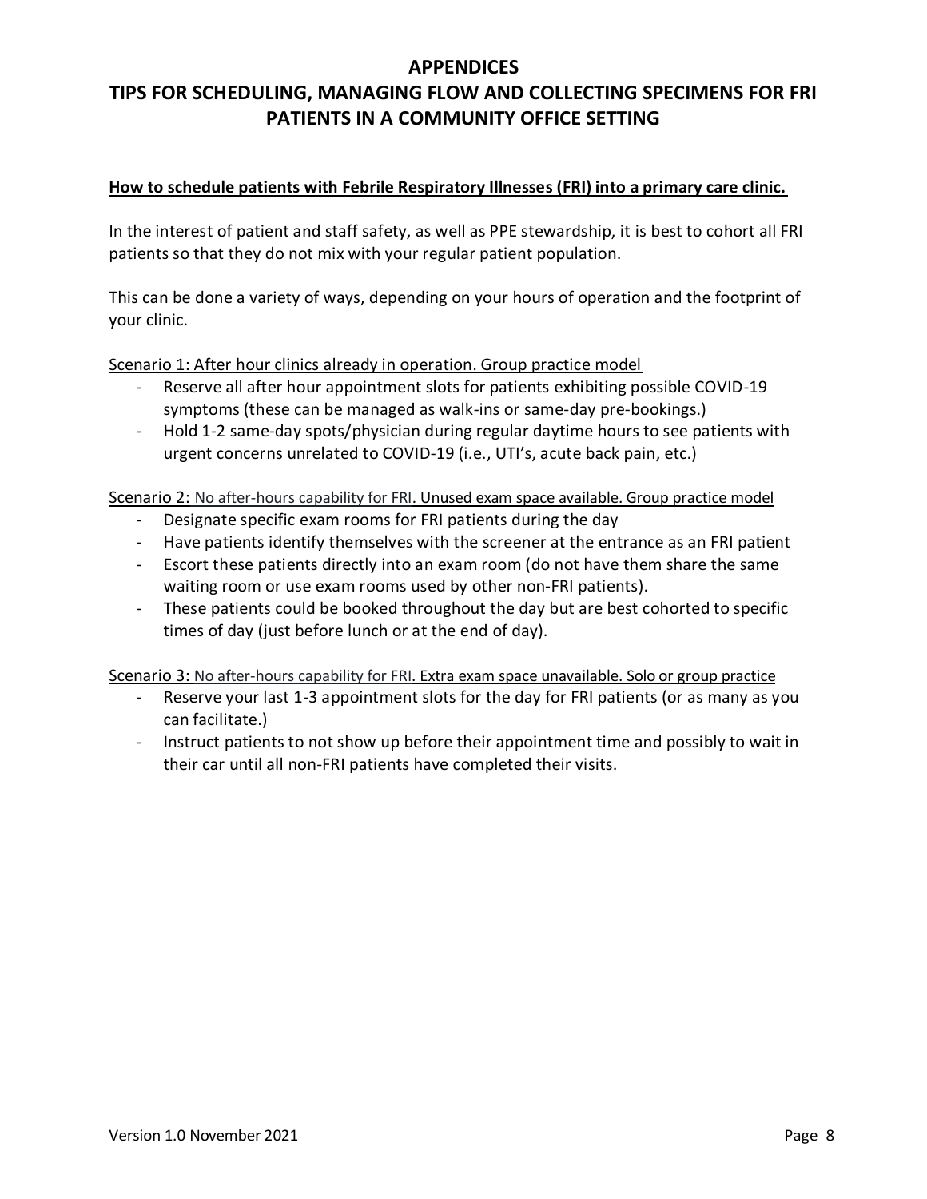# APPENDICES

# TIPS FOR SCHEDULING, MANAGING FLOW AND COLLECTING SPECIMENS FOR FRI PATIENTS IN A COMMUNITY OFFICE SETTING

## How to schedule patients with Febrile Respiratory Illnesses (FRI) into a primary care clinic.

In the interest of patient and staff safety, as well as PPE stewardship, it is best to cohort all FRI patients so that they do not mix with your regular patient population.

This can be done a variety of ways, depending on your hours of operation and the footprint of your clinic.

Scenario 1: After hour clinics already in operation. Group practice model

- Reserve all after hour appointment slots for patients exhibiting possible COVID-19 symptoms (these can be managed as walk-ins or same-day pre-bookings.)
- Hold 1-2 same-day spots/physician during regular daytime hours to see patients with urgent concerns unrelated to COVID-19 (i.e., UTI's, acute back pain, etc.)

Scenario 2: No after-hours capability for FRI. Unused exam space available. Group practice model

- Designate specific exam rooms for FRI patients during the day
- Have patients identify themselves with the screener at the entrance as an FRI patient
- Escort these patients directly into an exam room (do not have them share the same waiting room or use exam rooms used by other non-FRI patients).
- These patients could be booked throughout the day but are best cohorted to specific times of day (just before lunch or at the end of day).

Scenario 3: No after-hours capability for FRI. Extra exam space unavailable. Solo or group practice

- Reserve your last 1-3 appointment slots for the day for FRI patients (or as many as you can facilitate.)
- Instruct patients to not show up before their appointment time and possibly to wait in their car until all non-FRI patients have completed their visits.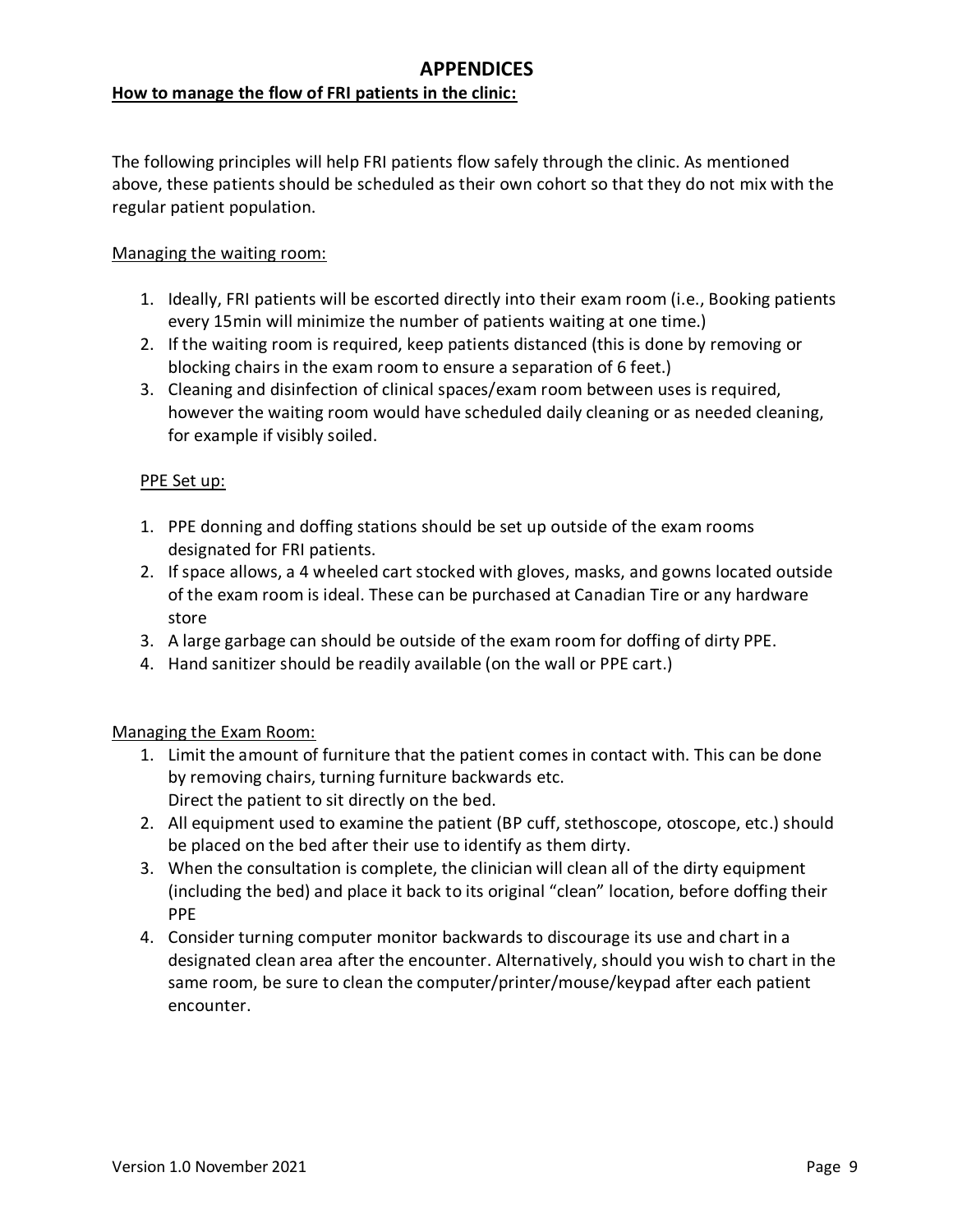# APPENDICES

**How to manage the flow of FRI patients in the clinic:**

The following principles will help FRI patients flow safely through the clinic. As mentioned above, these patients should be scheduled as their own cohort so that they do not mix with the regular patient population.

Managing the waiting room:

1. Ideally, FRI patients will be escorted directly into their exam room (i.e., Booking patients every 15min will minimize the number of patients waiting at one time.)
2. If the waiting room is required, keep patients distanced (this is done by removing or blocking chairs in the exam room to ensure a separation of 6 feet.)
3. Cleaning and disinfection of clinical spaces/exam room between uses is required, however the waiting room would have scheduled daily cleaning or as needed cleaning, for example if visibly soiled.

PPE Set up:

1. PPE donning and doffing stations should be set up outside of the exam rooms designated for FRI patients.
2. If space allows, a 4 wheeled cart stocked with gloves, masks, and gowns located outside of the exam room is ideal. These can be purchased at Canadian Tire or any hardware store
3. A large garbage can should be outside of the exam room for doffing of dirty PPE.
4. Hand sanitizer should be readily available (on the wall or PPE cart.)

Managing the Exam Room:

1. Limit the amount of furniture that the patient comes in contact with. This can be done by removing chairs, turning furniture backwards etc.
   Direct the patient to sit directly on the bed.
2. All equipment used to examine the patient (BP cuff, stethoscope, otoscope, etc.) should be placed on the bed after their use to identify as them dirty.
3. When the consultation is complete, the clinician will clean all of the dirty equipment (including the bed) and place it back to its original "clean" location, before doffing their PPE
4. Consider turning computer monitor backwards to discourage its use and chart in a designated clean area after the encounter. Alternatively, should you wish to chart in the same room, be sure to clean the computer/printer/mouse/keypad after each patient encounter.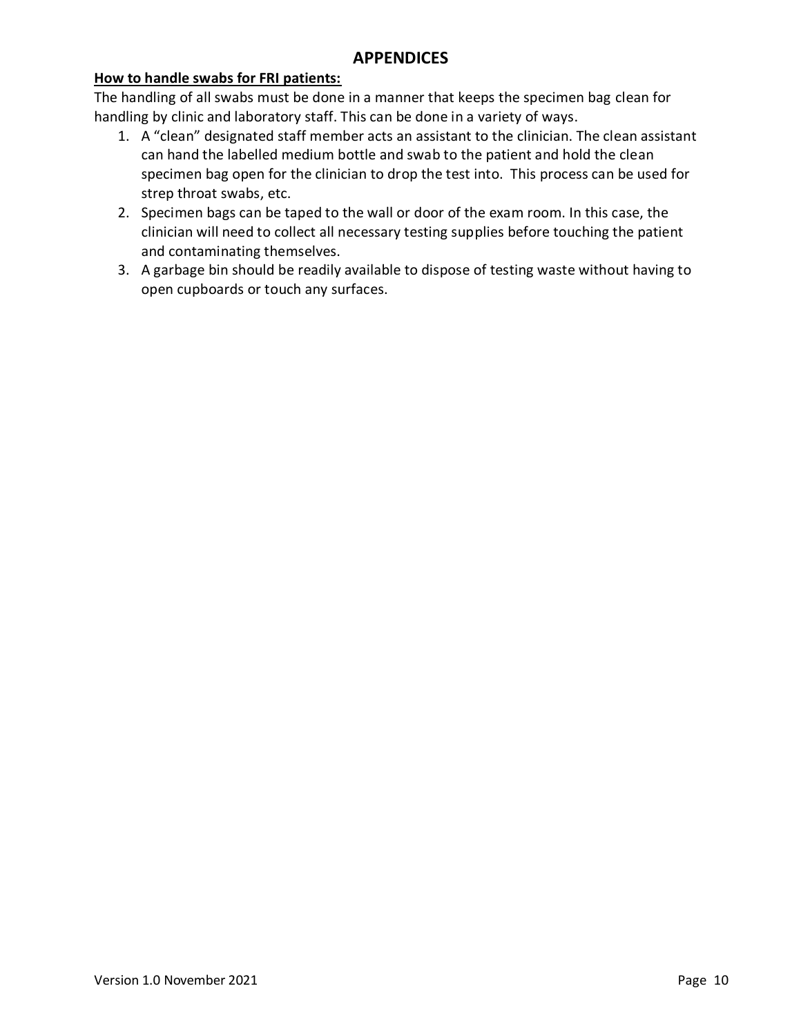# APPENDICES

**How to handle swabs for FRI patients:**

The handling of all swabs must be done in a manner that keeps the specimen bag clean for handling by clinic and laboratory staff. This can be done in a variety of ways.

1. A "clean" designated staff member acts an assistant to the clinician. The clean assistant can hand the labelled medium bottle and swab to the patient and hold the clean specimen bag open for the clinician to drop the test into. This process can be used for strep throat swabs, etc.
2. Specimen bags can be taped to the wall or door of the exam room. In this case, the clinician will need to collect all necessary testing supplies before touching the patient and contaminating themselves.
3. A garbage bin should be readily available to dispose of testing waste without having to open cupboards or touch any surfaces.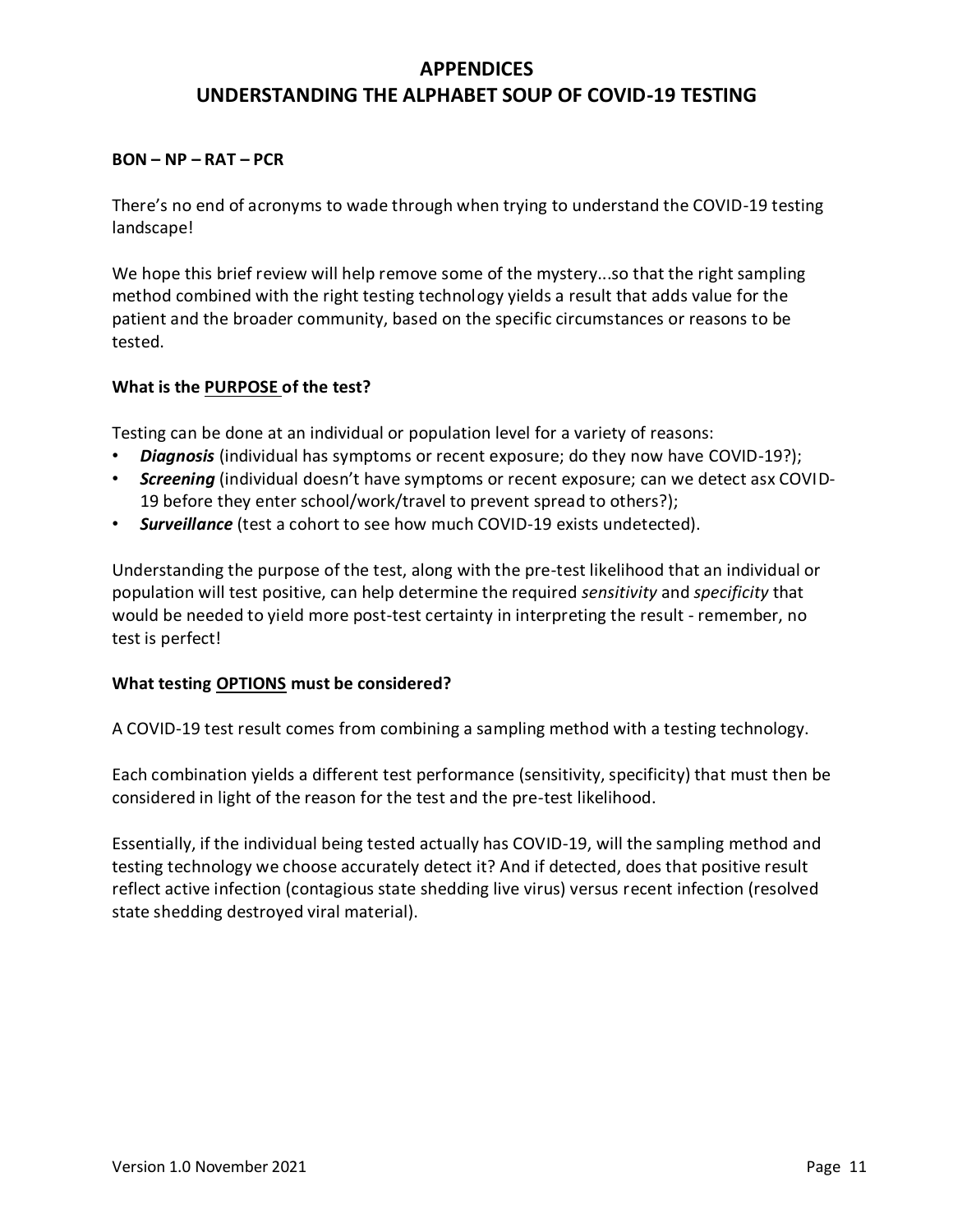# APPENDICES

# UNDERSTANDING THE ALPHABET SOUP OF COVID-19 TESTING

**BON – NP – RAT – PCR**

There's no end of acronyms to wade through when trying to understand the COVID-19 testing landscape!

We hope this brief review will help remove some of the mystery...so that the right sampling method combined with the right testing technology yields a result that adds value for the patient and the broader community, based on the specific circumstances or reasons to be tested.

**What is the <u>PURPOSE</u> of the test?**

Testing can be done at an individual or population level for a variety of reasons:

- ***Diagnosis*** (individual has symptoms or recent exposure; do they now have COVID-19?);
- ***Screening*** (individual doesn't have symptoms or recent exposure; can we detect asx COVID-19 before they enter school/work/travel to prevent spread to others?);
- ***Surveillance*** (test a cohort to see how much COVID-19 exists undetected).

Understanding the purpose of the test, along with the pre-test likelihood that an individual or population will test positive, can help determine the required *sensitivity* and *specificity* that would be needed to yield more post-test certainty in interpreting the result - remember, no test is perfect!

**What testing <u>OPTIONS</u> must be considered?**

A COVID-19 test result comes from combining a sampling method with a testing technology.

Each combination yields a different test performance (sensitivity, specificity) that must then be considered in light of the reason for the test and the pre-test likelihood.

Essentially, if the individual being tested actually has COVID-19, will the sampling method and testing technology we choose accurately detect it? And if detected, does that positive result reflect active infection (contagious state shedding live virus) versus recent infection (resolved state shedding destroyed viral material).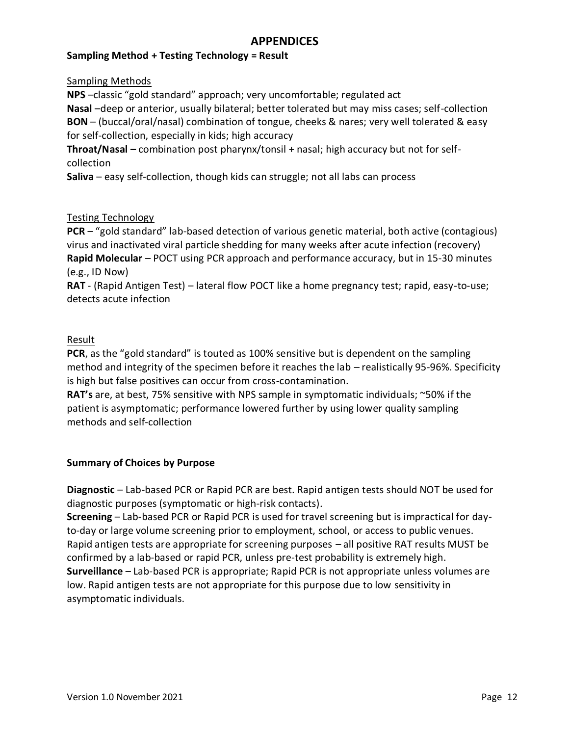# APPENDICES

**Sampling Method + Testing Technology = Result**

<u>Sampling Methods</u>

**NPS** –classic "gold standard" approach; very uncomfortable; regulated act
**Nasal** –deep or anterior, usually bilateral; better tolerated but may miss cases; self-collection
**BON** – (buccal/oral/nasal) combination of tongue, cheeks & nares; very well tolerated & easy for self-collection, especially in kids; high accuracy
**Throat/Nasal –** combination post pharynx/tonsil + nasal; high accuracy but not for self-collection
**Saliva** – easy self-collection, though kids can struggle; not all labs can process

<u>Testing Technology</u>

**PCR** – "gold standard" lab-based detection of various genetic material, both active (contagious) virus and inactivated viral particle shedding for many weeks after acute infection (recovery)
**Rapid Molecular** – POCT using PCR approach and performance accuracy, but in 15-30 minutes (e.g., ID Now)
**RAT** - (Rapid Antigen Test) – lateral flow POCT like a home pregnancy test; rapid, easy-to-use; detects acute infection

<u>Result</u>

**PCR**, as the "gold standard" is touted as 100% sensitive but is dependent on the sampling method and integrity of the specimen before it reaches the lab – realistically 95-96%. Specificity is high but false positives can occur from cross-contamination.
**RAT's** are, at best, 75% sensitive with NPS sample in symptomatic individuals; ~50% if the patient is asymptomatic; performance lowered further by using lower quality sampling methods and self-collection

**Summary of Choices by Purpose**

**Diagnostic** – Lab-based PCR or Rapid PCR are best. Rapid antigen tests should NOT be used for diagnostic purposes (symptomatic or high-risk contacts).
**Screening** – Lab-based PCR or Rapid PCR is used for travel screening but is impractical for day-to-day or large volume screening prior to employment, school, or access to public venues. Rapid antigen tests are appropriate for screening purposes – all positive RAT results MUST be confirmed by a lab-based or rapid PCR, unless pre-test probability is extremely high.
**Surveillance** – Lab-based PCR is appropriate; Rapid PCR is not appropriate unless volumes are low. Rapid antigen tests are not appropriate for this purpose due to low sensitivity in asymptomatic individuals.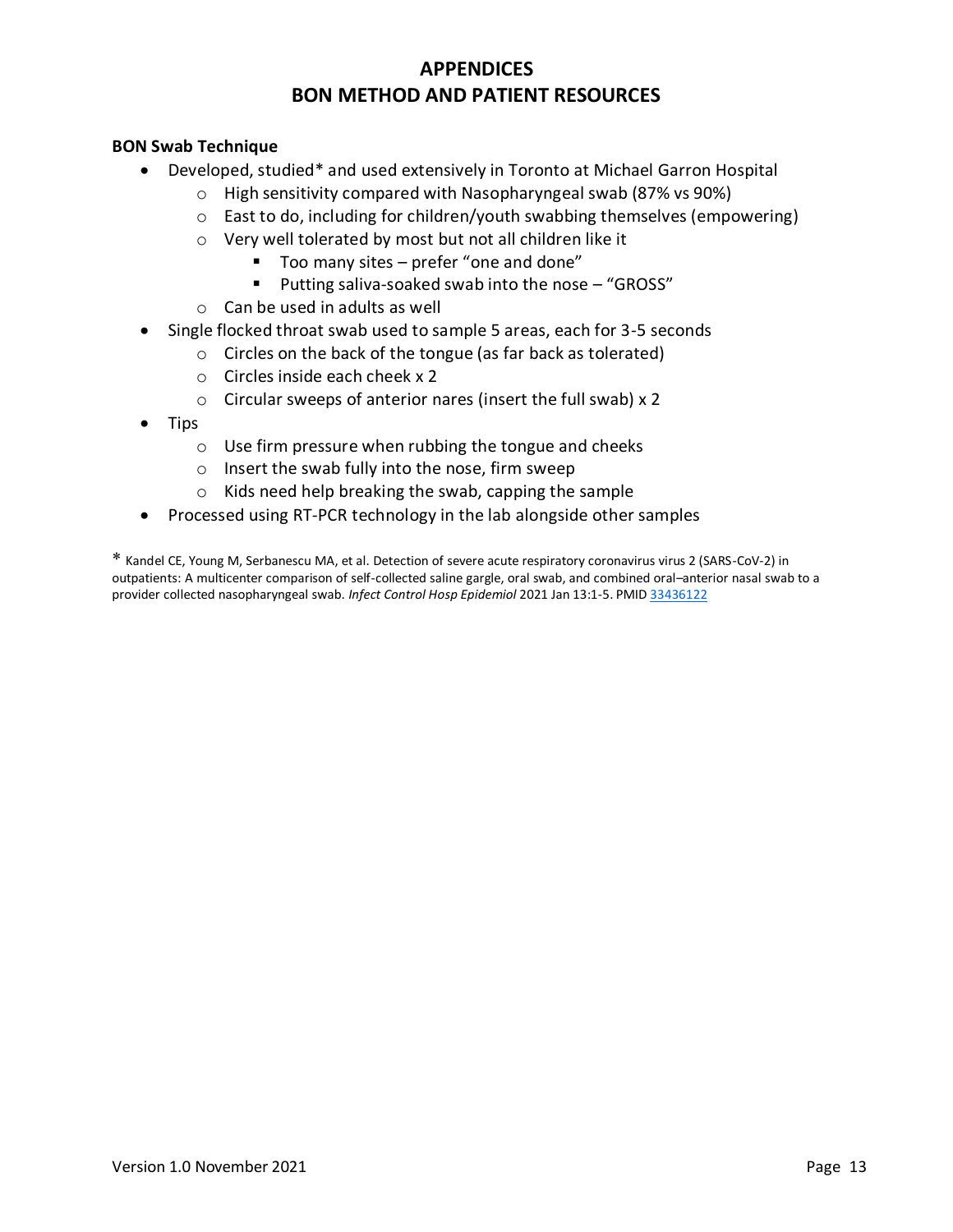# APPENDICES
# BON METHOD AND PATIENT RESOURCES

**BON Swab Technique**

- Developed, studied* and used extensively in Toronto at Michael Garron Hospital
  - High sensitivity compared with Nasopharyngeal swab (87% vs 90%)
  - East to do, including for children/youth swabbing themselves (empowering)
  - Very well tolerated by most but not all children like it
    - Too many sites – prefer "one and done"
    - Putting saliva-soaked swab into the nose – "GROSS"
  - Can be used in adults as well
- Single flocked throat swab used to sample 5 areas, each for 3-5 seconds
  - Circles on the back of the tongue (as far back as tolerated)
  - Circles inside each cheek x 2
  - Circular sweeps of anterior nares (insert the full swab) x 2
- Tips
  - Use firm pressure when rubbing the tongue and cheeks
  - Insert the swab fully into the nose, firm sweep
  - Kids need help breaking the swab, capping the sample
- Processed using RT-PCR technology in the lab alongside other samples

\* Kandel CE, Young M, Serbanescu MA, et al. Detection of severe acute respiratory coronavirus virus 2 (SARS-CoV-2) in outpatients: A multicenter comparison of self-collected saline gargle, oral swab, and combined oral–anterior nasal swab to a provider collected nasopharyngeal swab. *Infect Control Hosp Epidemiol* 2021 Jan 13:1-5. PMID 33436122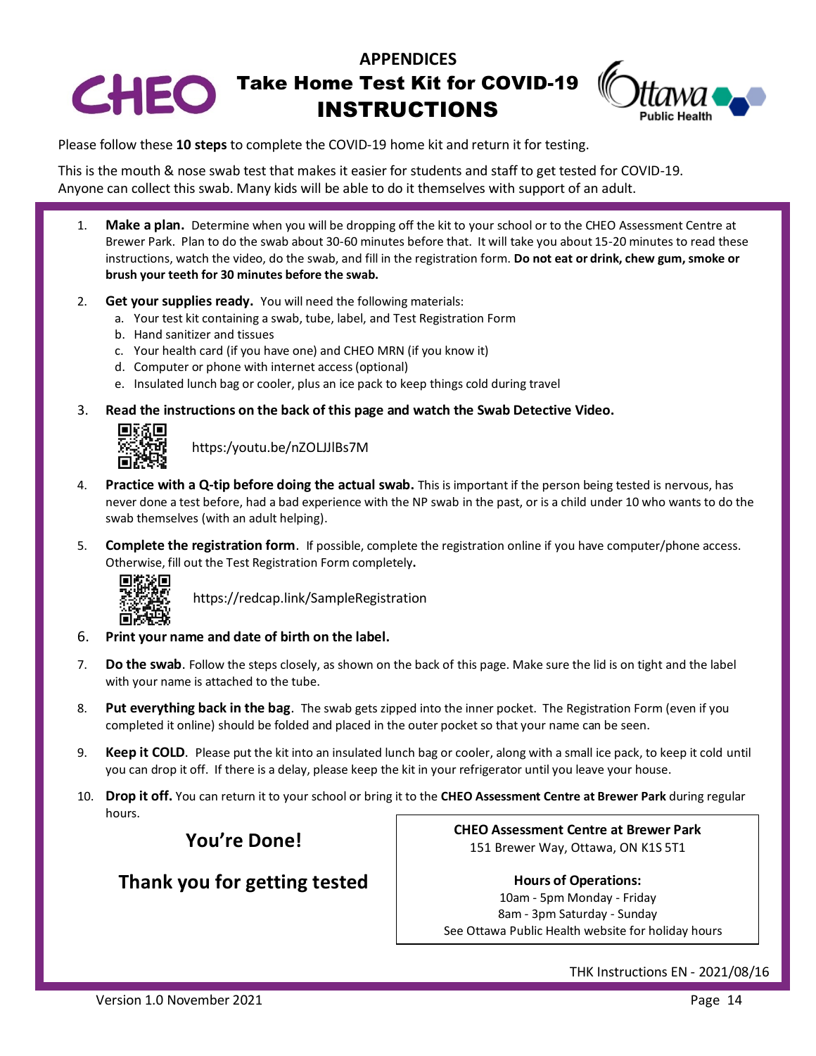# APPENDICES

## Take Home Test Kit for COVID-19 INSTRUCTIONS

Please follow these **10 steps** to complete the COVID-19 home kit and return it for testing.

This is the mouth & nose swab test that makes it easier for students and staff to get tested for COVID-19. Anyone can collect this swab. Many kids will be able to do it themselves with support of an adult.

1. **Make a plan.** Determine when you will be dropping off the kit to your school or to the CHEO Assessment Centre at Brewer Park. Plan to do the swab about 30-60 minutes before that. It will take you about 15-20 minutes to read these instructions, watch the video, do the swab, and fill in the registration form. **Do not eat or drink, chew gum, smoke or brush your teeth for 30 minutes before the swab.**
2. **Get your supplies ready.** You will need the following materials:
   a. Your test kit containing a swab, tube, label, and Test Registration Form
   b. Hand sanitizer and tissues
   c. Your health card (if you have one) and CHEO MRN (if you know it)
   d. Computer or phone with internet access (optional)
   e. Insulated lunch bag or cooler, plus an ice pack to keep things cold during travel
3. **Read the instructions on the back of this page and watch the Swab Detective Video.**
   https:/youtu.be/nZOLJJlBs7M
4. **Practice with a Q-tip before doing the actual swab.** This is important if the person being tested is nervous, has never done a test before, had a bad experience with the NP swab in the past, or is a child under 10 who wants to do the swab themselves (with an adult helping).
5. **Complete the registration form**. If possible, complete the registration online if you have computer/phone access. Otherwise, fill out the Test Registration Form completely**.**
   https://redcap.link/SampleRegistration
6. **Print your name and date of birth on the label.**
7. **Do the swab**. Follow the steps closely, as shown on the back of this page. Make sure the lid is on tight and the label with your name is attached to the tube.
8. **Put everything back in the bag**. The swab gets zipped into the inner pocket. The Registration Form (even if you completed it online) should be folded and placed in the outer pocket so that your name can be seen.
9. **Keep it COLD**. Please put the kit into an insulated lunch bag or cooler, along with a small ice pack, to keep it cold until you can drop it off. If there is a delay, please keep the kit in your refrigerator until you leave your house.
10. **Drop it off.** You can return it to your school or bring it to the **CHEO Assessment Centre at Brewer Park** during regular hours.

**You're Done!**

**Thank you for getting tested**

**CHEO Assessment Centre at Brewer Park**
151 Brewer Way, Ottawa, ON K1S 5T1

**Hours of Operations:**
10am - 5pm Monday - Friday
8am - 3pm Saturday - Sunday
See Ottawa Public Health website for holiday hours

THK Instructions EN - 2021/08/16

Version 1.0 November 2021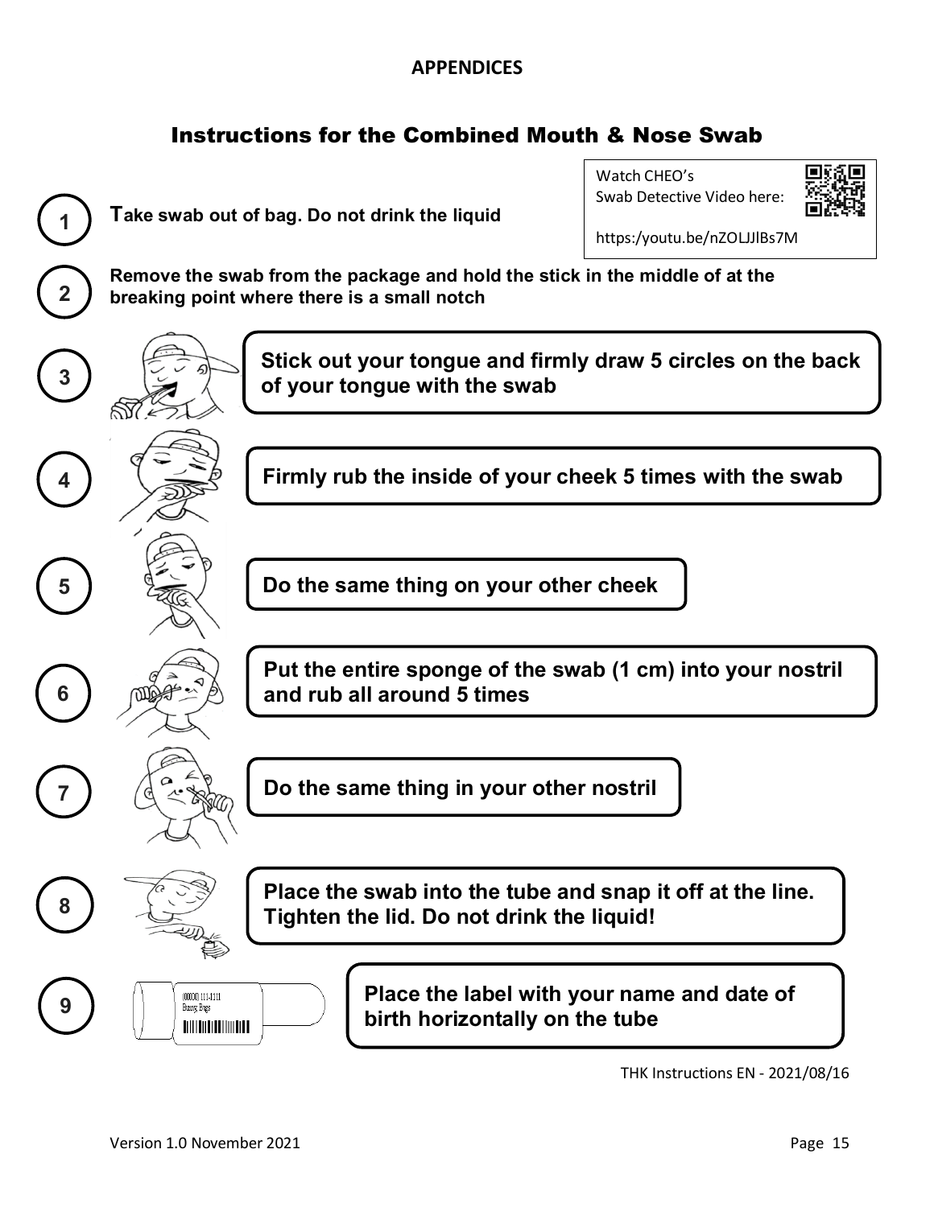## APPENDICES

# Instructions for the Combined Mouth & Nose Swab

Watch CHEO's Swab Detective Video here:

https:/youtu.be/nZOLJJlBs7M

1. **Take swab out of bag. Do not drink the liquid**
2. **Remove the swab from the package and hold the stick in the middle of at the breaking point where there is a small notch**
3. **Stick out your tongue and firmly draw 5 circles on the back of your tongue with the swab**
4. **Firmly rub the inside of your cheek 5 times with the swab**
5. **Do the same thing on your other cheek**
6. **Put the entire sponge of the swab (1 cm) into your nostril and rub all around 5 times**
7. **Do the same thing in your other nostril**
8. **Place the swab into the tube and snap it off at the line. Tighten the lid. Do not drink the liquid!**
9. **Place the label with your name and date of birth horizontally on the tube**

THK Instructions EN - 2021/08/16

Version 1.0 November 2021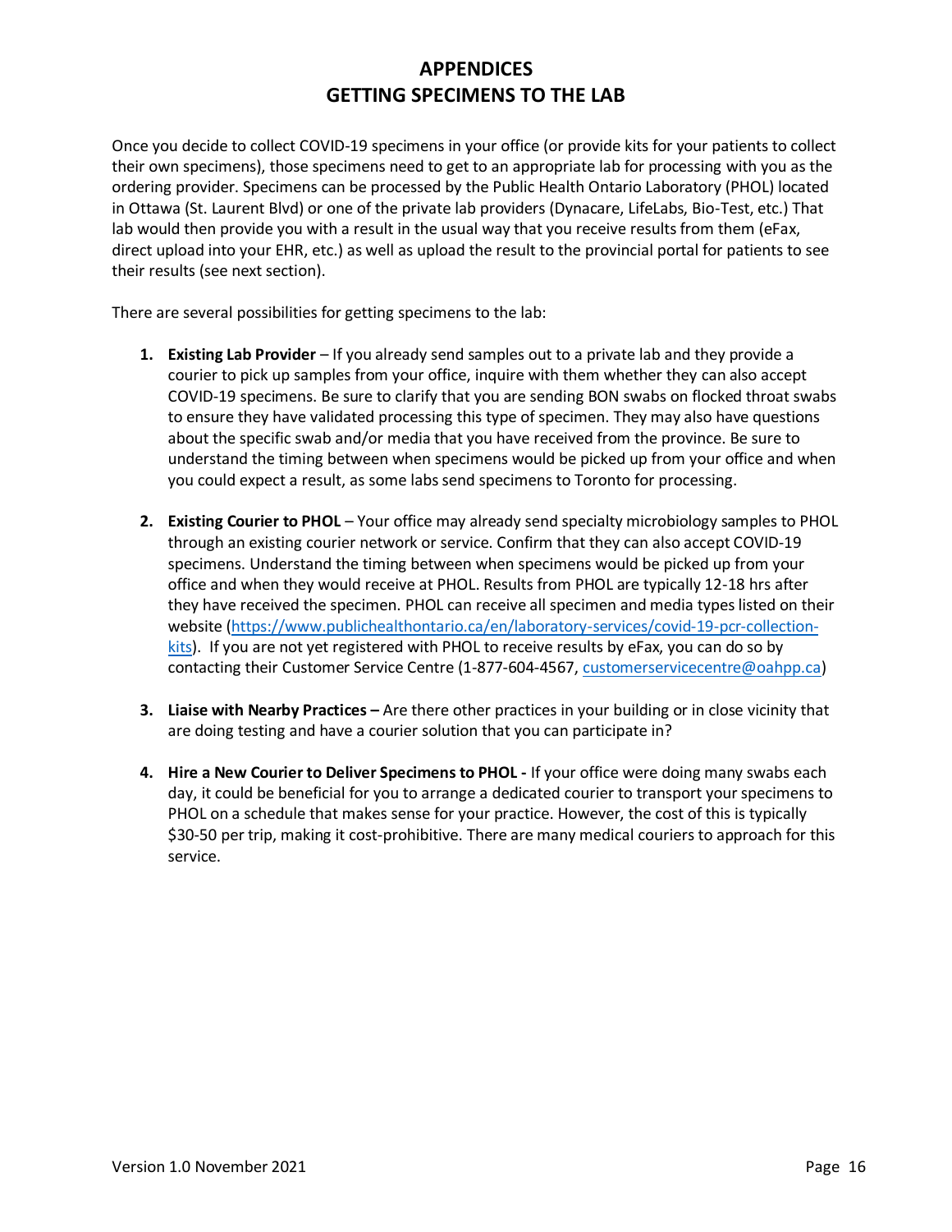# APPENDICES
## GETTING SPECIMENS TO THE LAB

Once you decide to collect COVID-19 specimens in your office (or provide kits for your patients to collect their own specimens), those specimens need to get to an appropriate lab for processing with you as the ordering provider. Specimens can be processed by the Public Health Ontario Laboratory (PHOL) located in Ottawa (St. Laurent Blvd) or one of the private lab providers (Dynacare, LifeLabs, Bio-Test, etc.) That lab would then provide you with a result in the usual way that you receive results from them (eFax, direct upload into your EHR, etc.) as well as upload the result to the provincial portal for patients to see their results (see next section).

There are several possibilities for getting specimens to the lab:

1. **Existing Lab Provider** – If you already send samples out to a private lab and they provide a courier to pick up samples from your office, inquire with them whether they can also accept COVID-19 specimens. Be sure to clarify that you are sending BON swabs on flocked throat swabs to ensure they have validated processing this type of specimen. They may also have questions about the specific swab and/or media that you have received from the province. Be sure to understand the timing between when specimens would be picked up from your office and when you could expect a result, as some labs send specimens to Toronto for processing.

2. **Existing Courier to PHOL** – Your office may already send specialty microbiology samples to PHOL through an existing courier network or service. Confirm that they can also accept COVID-19 specimens. Understand the timing between when specimens would be picked up from your office and when they would receive at PHOL. Results from PHOL are typically 12-18 hrs after they have received the specimen. PHOL can receive all specimen and media types listed on their website (https://www.publichealthontario.ca/en/laboratory-services/covid-19-pcr-collection-kits). If you are not yet registered with PHOL to receive results by eFax, you can do so by contacting their Customer Service Centre (1-877-604-4567, customerservicecentre@oahpp.ca)

3. **Liaise with Nearby Practices –** Are there other practices in your building or in close vicinity that are doing testing and have a courier solution that you can participate in?

4. **Hire a New Courier to Deliver Specimens to PHOL -** If your office were doing many swabs each day, it could be beneficial for you to arrange a dedicated courier to transport your specimens to PHOL on a schedule that makes sense for your practice. However, the cost of this is typically $30-50 per trip, making it cost-prohibitive. There are many medical couriers to approach for this service.

Version 1.0 November 2021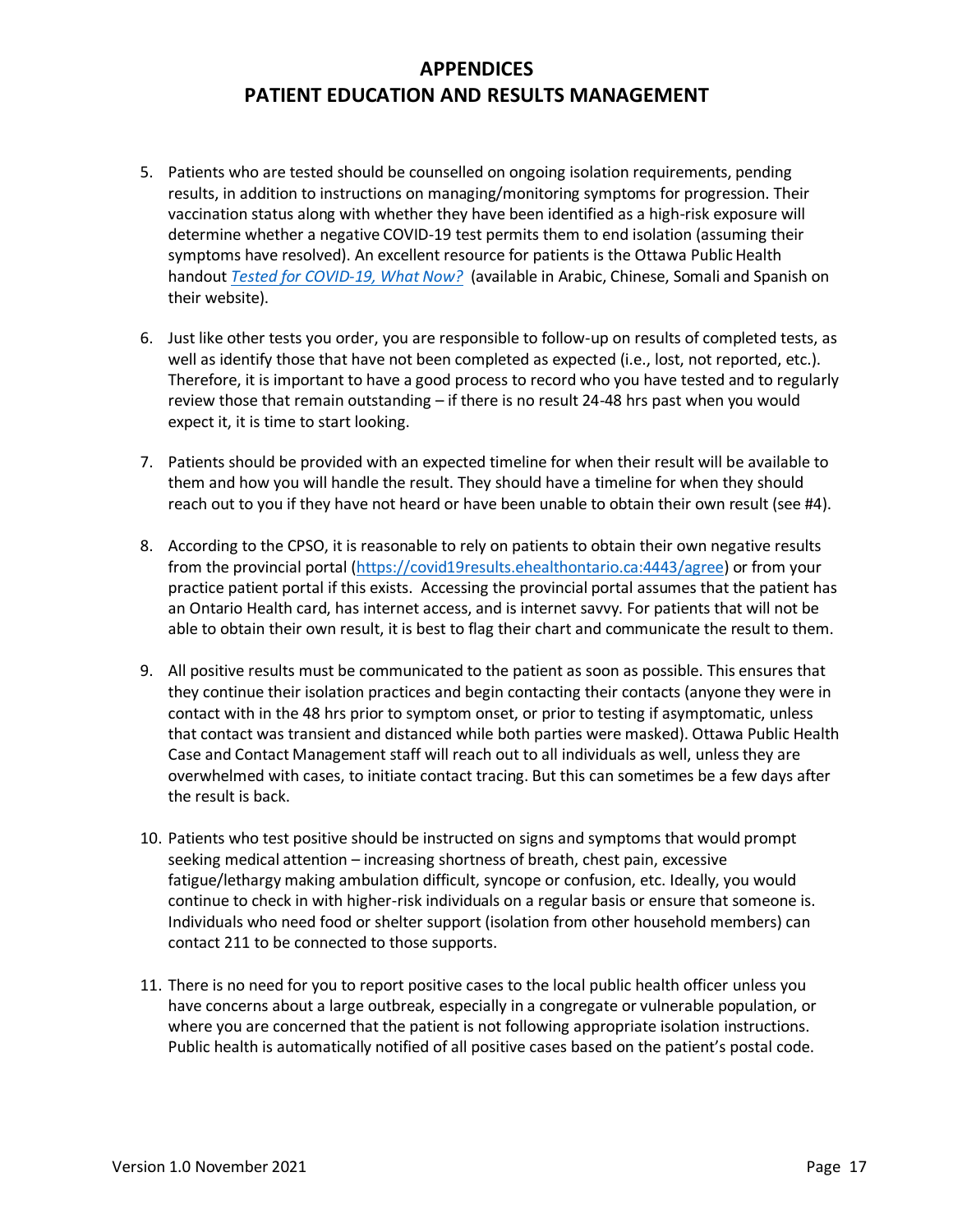# APPENDICES
# PATIENT EDUCATION AND RESULTS MANAGEMENT

5. Patients who are tested should be counselled on ongoing isolation requirements, pending results, in addition to instructions on managing/monitoring symptoms for progression. Their vaccination status along with whether they have been identified as a high-risk exposure will determine whether a negative COVID-19 test permits them to end isolation (assuming their symptoms have resolved). An excellent resource for patients is the Ottawa Public Health handout *Tested for COVID-19, What Now?* (available in Arabic, Chinese, Somali and Spanish on their website).

6. Just like other tests you order, you are responsible to follow-up on results of completed tests, as well as identify those that have not been completed as expected (i.e., lost, not reported, etc.). Therefore, it is important to have a good process to record who you have tested and to regularly review those that remain outstanding – if there is no result 24-48 hrs past when you would expect it, it is time to start looking.

7. Patients should be provided with an expected timeline for when their result will be available to them and how you will handle the result. They should have a timeline for when they should reach out to you if they have not heard or have been unable to obtain their own result (see #4).

8. According to the CPSO, it is reasonable to rely on patients to obtain their own negative results from the provincial portal (https://covid19results.ehealthontario.ca:4443/agree) or from your practice patient portal if this exists. Accessing the provincial portal assumes that the patient has an Ontario Health card, has internet access, and is internet savvy. For patients that will not be able to obtain their own result, it is best to flag their chart and communicate the result to them.

9. All positive results must be communicated to the patient as soon as possible. This ensures that they continue their isolation practices and begin contacting their contacts (anyone they were in contact with in the 48 hrs prior to symptom onset, or prior to testing if asymptomatic, unless that contact was transient and distanced while both parties were masked). Ottawa Public Health Case and Contact Management staff will reach out to all individuals as well, unless they are overwhelmed with cases, to initiate contact tracing. But this can sometimes be a few days after the result is back.

10. Patients who test positive should be instructed on signs and symptoms that would prompt seeking medical attention – increasing shortness of breath, chest pain, excessive fatigue/lethargy making ambulation difficult, syncope or confusion, etc. Ideally, you would continue to check in with higher-risk individuals on a regular basis or ensure that someone is. Individuals who need food or shelter support (isolation from other household members) can contact 211 to be connected to those supports.

11. There is no need for you to report positive cases to the local public health officer unless you have concerns about a large outbreak, especially in a congregate or vulnerable population, or where you are concerned that the patient is not following appropriate isolation instructions. Public health is automatically notified of all positive cases based on the patient's postal code.